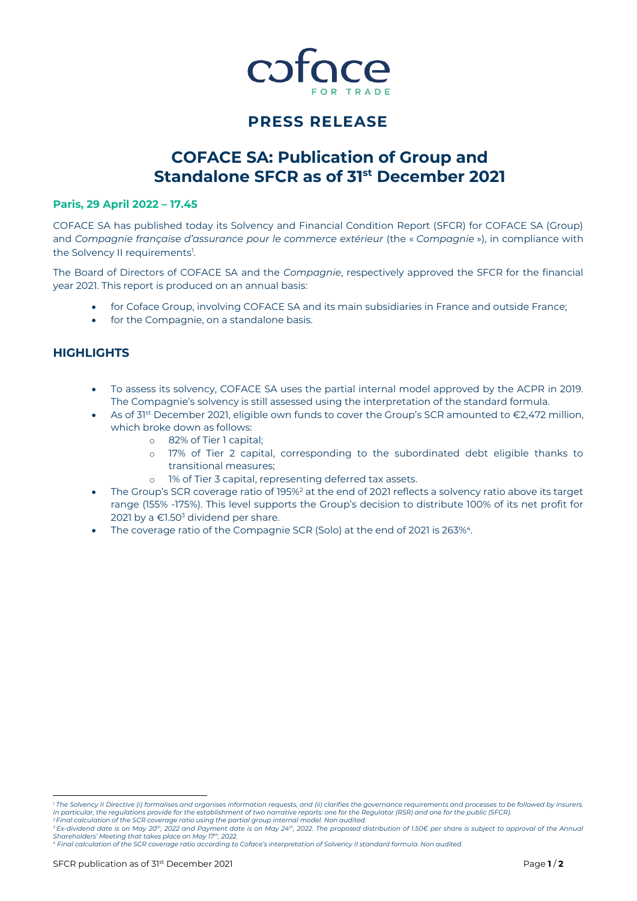coface
FOR TRADE

# PRESS RELEASE

# COFACE SA: Publication of Group and Standalone SFCR as of 31st December 2021

**Paris, 29 April 2022 – 17.45**

COFACE SA has published today its Solvency and Financial Condition Report (SFCR) for COFACE SA (Group) and *Compagnie française d'assurance pour le commerce extérieur* (the « *Compagnie* »), in compliance with the Solvency II requirements[1].

The Board of Directors of COFACE SA and the *Compagnie*, respectively approved the SFCR for the financial year 2021. This report is produced on an annual basis:

- for Coface Group, involving COFACE SA and its main subsidiaries in France and outside France;
- for the Compagnie, on a standalone basis.

## HIGHLIGHTS

- To assess its solvency, COFACE SA uses the partial internal model approved by the ACPR in 2019. The Compagnie's solvency is still assessed using the interpretation of the standard formula.
- As of 31st December 2021, eligible own funds to cover the Group's SCR amounted to €2,472 million, which broke down as follows:
  - 82% of Tier 1 capital;
  - 17% of Tier 2 capital, corresponding to the subordinated debt eligible thanks to transitional measures;
  - 1% of Tier 3 capital, representing deferred tax assets.
- The Group's SCR coverage ratio of 195%[2] at the end of 2021 reflects a solvency ratio above its target range (155% -175%). This level supports the Group's decision to distribute 100% of its net profit for 2021 by a €1.50[3] dividend per share.
- The coverage ratio of the Compagnie SCR (Solo) at the end of 2021 is 263%[4].

---

[1] *The Solvency II Directive (i) formalises and organises information requests, and (ii) clarifies the governance requirements and processes to be followed by insurers. In particular, the regulations provide for the establishment of two narrative reports: one for the Regulator (RSR) and one for the public (SFCR).*
[2] *Final calculation of the SCR coverage ratio using the partial group internal model. Non audited.*
[3] *Ex-dividend date is on May 20th, 2022 and Payment date is on May 24th, 2022. The proposed distribution of 1.50€ per share is subject to approval of the Annual Shareholders' Meeting that takes place on May 17th, 2022.*
[4] *Final calculation of the SCR coverage ratio according to Coface's interpretation of Solvency II standard formula. Non audited.*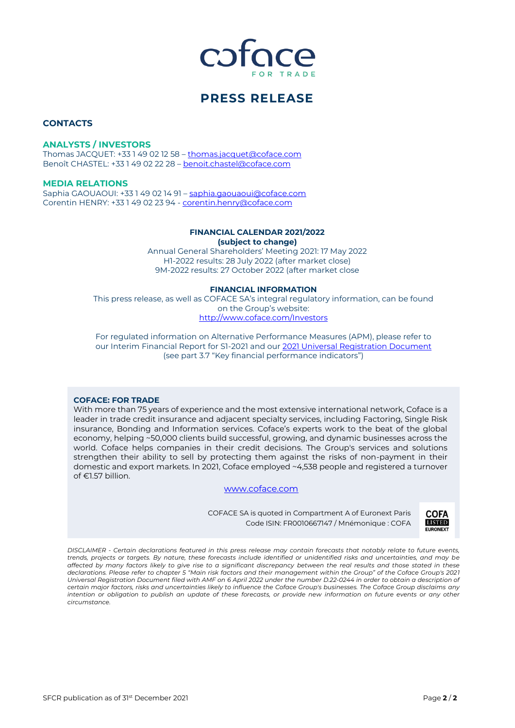# PRESS RELEASE

## CONTACTS

### ANALYSTS / INVESTORS

Thomas JACQUET: +33 1 49 02 12 58 – thomas.jacquet@coface.com
Benoît CHASTEL: +33 1 49 02 22 28 – benoit.chastel@coface.com

### MEDIA RELATIONS

Saphia GAOUAOUI: +33 1 49 02 14 91 – saphia.gaouaoui@coface.com
Corentin HENRY: +33 1 49 02 23 94 - corentin.henry@coface.com

**FINANCIAL CALENDAR 2021/2022**
**(subject to change)**
Annual General Shareholders' Meeting 2021: 17 May 2022
H1-2022 results: 28 July 2022 (after market close)
9M-2022 results: 27 October 2022 (after market close

**FINANCIAL INFORMATION**
This press release, as well as COFACE SA's integral regulatory information, can be found on the Group's website:
http://www.coface.com/Investors

For regulated information on Alternative Performance Measures (APM), please refer to our Interim Financial Report for S1-2021 and our 2021 Universal Registration Document (see part 3.7 "Key financial performance indicators")

**COFACE: FOR TRADE**
With more than 75 years of experience and the most extensive international network, Coface is a leader in trade credit insurance and adjacent specialty services, including Factoring, Single Risk insurance, Bonding and Information services. Coface's experts work to the beat of the global economy, helping ~50,000 clients build successful, growing, and dynamic businesses across the world. Coface helps companies in their credit decisions. The Group's services and solutions strengthen their ability to sell by protecting them against the risks of non-payment in their domestic and export markets. In 2021, Coface employed ~4,538 people and registered a turnover of €1.57 billion.

www.coface.com

COFACE SA is quoted in Compartment A of Euronext Paris
Code ISIN: FR0010667147 / Mnémonique : COFA

*DISCLAIMER - Certain declarations featured in this press release may contain forecasts that notably relate to future events, trends, projects or targets. By nature, these forecasts include identified or unidentified risks and uncertainties, and may be affected by many factors likely to give rise to a significant discrepancy between the real results and those stated in these declarations. Please refer to chapter 5 "Main risk factors and their management within the Group" of the Coface Group's 2021 Universal Registration Document filed with AMF on 6 April 2022 under the number D.22-0244 in order to obtain a description of certain major factors, risks and uncertainties likely to influence the Coface Group's businesses. The Coface Group disclaims any intention or obligation to publish an update of these forecasts, or provide new information on future events or any other circumstance.*